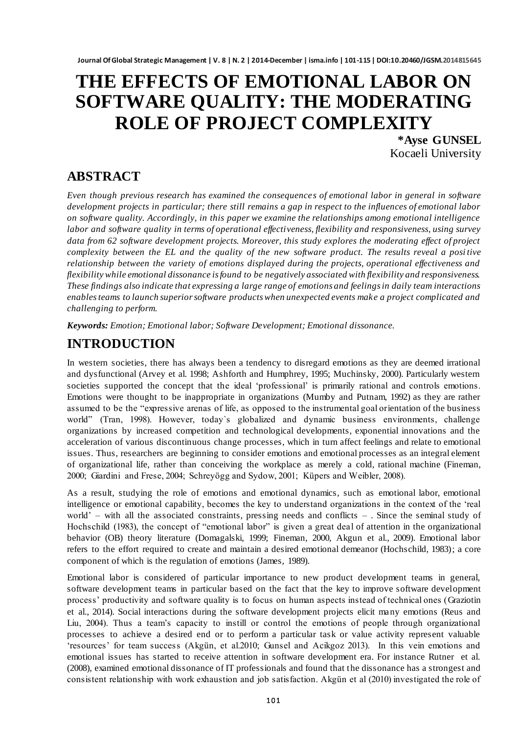# THE EFFECTS OF EMOTIONAL LABOR ON SOFTWARE QUALITY: THE MODERATING ROLE OF PROJECT COMPLEXITY

**\*Ayse GUNSEL**
Kocaeli University

## ABSTRACT

*Even though previous research has examined the consequences of emotional labor in general in software development projects in particular; there still remains a gap in respect to the influences of emotional labor on software quality. Accordingly, in this paper we examine the relationships among emotional intelligence labor and software quality in terms of operational effectiveness, flexibility and responsiveness, using survey data from 62 software development projects. Moreover, this study explores the moderating effect of project complexity between the EL and the quality of the new software product. The results reveal a positive relationship between the variety of emotions displayed during the projects, operational effectiveness and flexibility while emotional dissonance is found to be negatively associated with flexibility and responsiveness. These findings also indicate that expressing a large range of emotions and feelings in daily team interactions enables teams to launch superior software products when unexpected events make a project complicated and challenging to perform.*

***Keywords:*** *Emotion; Emotional labor; Software Development; Emotional dissonance.*

## INTRODUCTION

In western societies, there has always been a tendency to disregard emotions as they are deemed irrational and dysfunctional (Arvey et al. 1998; Ashforth and Humphrey, 1995; Muchinsky, 2000). Particularly western societies supported the concept that the ideal 'professional' is primarily rational and controls emotions. Emotions were thought to be inappropriate in organizations (Mumby and Putnam, 1992) as they are rather assumed to be the "expressive arenas of life, as opposed to the instrumental goal orientation of the business world" (Tran, 1998). However, today`s globalized and dynamic business environments, challenge organizations by increased competition and technological developments, exponential innovations and the acceleration of various discontinuous change processes, which in turn affect feelings and relate to emotional issues. Thus, researchers are beginning to consider emotions and emotional processes as an integral element of organizational life, rather than conceiving the workplace as merely a cold, rational machine (Fineman, 2000; Giardini and Frese, 2004; Schreyögg and Sydow, 2001; Küpers and Weibler, 2008).

As a result, studying the role of emotions and emotional dynamics, such as emotional labor, emotional intelligence or emotional capability, becomes the key to understand organizations in the context of the 'real world' – with all the associated constraints, pressing needs and conflicts – . Since the seminal study of Hochschild (1983), the concept of "emotional labor" is given a great deal of attention in the organizational behavior (OB) theory literature (Domagalski, 1999; Fineman, 2000, Akgun et al., 2009). Emotional labor refers to the effort required to create and maintain a desired emotional demeanor (Hochschild, 1983); a core component of which is the regulation of emotions (James, 1989).

Emotional labor is considered of particular importance to new product development teams in general, software development teams in particular based on the fact that the key to improve software development process' productivity and software quality is to focus on human aspects instead of technical ones (Graziotin et al., 2014). Social interactions during the software development projects elicit many emotions (Reus and Liu, 2004). Thus a team's capacity to instill or control the emotions of people through organizational processes to achieve a desired end or to perform a particular task or value activity represent valuable 'resources' for team success (Akgün, et al.2010; Gunsel and Acikgoz 2013). In this vein emotions and emotional issues has started to receive attention in software development era. For instance Rutner et al. (2008), examined emotional dissonance of IT professionals and found that the dissonance has a strongest and consistent relationship with work exhaustion and job satisfaction. Akgün et al (2010) investigated the role of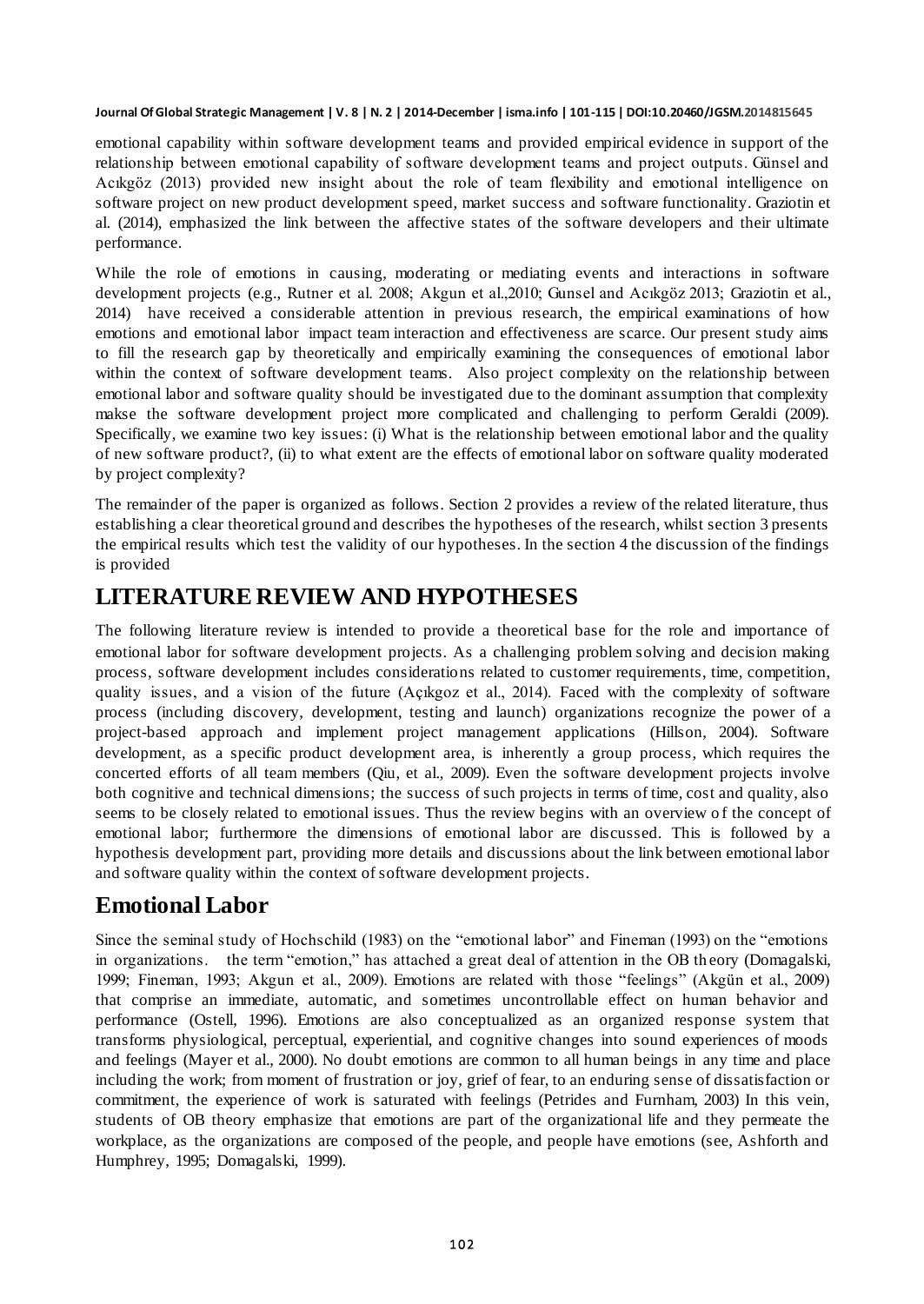emotional capability within software development teams and provided empirical evidence in support of the relationship between emotional capability of software development teams and project outputs. Günsel and Acıkgöz (2013) provided new insight about the role of team flexibility and emotional intelligence on software project on new product development speed, market success and software functionality. Graziotin et al. (2014), emphasized the link between the affective states of the software developers and their ultimate performance.

While the role of emotions in causing, moderating or mediating events and interactions in software development projects (e.g., Rutner et al. 2008; Akgun et al.,2010; Gunsel and Acıkgöz 2013; Graziotin et al., 2014) have received a considerable attention in previous research, the empirical examinations of how emotions and emotional labor impact team interaction and effectiveness are scarce. Our present study aims to fill the research gap by theoretically and empirically examining the consequences of emotional labor within the context of software development teams. Also project complexity on the relationship between emotional labor and software quality should be investigated due to the dominant assumption that complexity makse the software development project more complicated and challenging to perform Geraldi (2009). Specifically, we examine two key issues: (i) What is the relationship between emotional labor and the quality of new software product?, (ii) to what extent are the effects of emotional labor on software quality moderated by project complexity?

The remainder of the paper is organized as follows. Section 2 provides a review of the related literature, thus establishing a clear theoretical ground and describes the hypotheses of the research, whilst section 3 presents the empirical results which test the validity of our hypotheses. In the section 4 the discussion of the findings is provided

# LITERATURE REVIEW AND HYPOTHESES

The following literature review is intended to provide a theoretical base for the role and importance of emotional labor for software development projects. As a challenging problem solving and decision making process, software development includes considerations related to customer requirements, time, competition, quality issues, and a vision of the future (Açıkgoz et al., 2014). Faced with the complexity of software process (including discovery, development, testing and launch) organizations recognize the power of a project-based approach and implement project management applications (Hillson, 2004). Software development, as a specific product development area, is inherently a group process, which requires the concerted efforts of all team members (Qiu, et al., 2009). Even the software development projects involve both cognitive and technical dimensions; the success of such projects in terms of time, cost and quality, also seems to be closely related to emotional issues. Thus the review begins with an overview of the concept of emotional labor; furthermore the dimensions of emotional labor are discussed. This is followed by a hypothesis development part, providing more details and discussions about the link between emotional labor and software quality within the context of software development projects.

## Emotional Labor

Since the seminal study of Hochschild (1983) on the "emotional labor" and Fineman (1993) on the "emotions in organizations. the term "emotion," has attached a great deal of attention in the OB theory (Domagalski, 1999; Fineman, 1993; Akgun et al., 2009). Emotions are related with those "feelings" (Akgün et al., 2009) that comprise an immediate, automatic, and sometimes uncontrollable effect on human behavior and performance (Ostell, 1996). Emotions are also conceptualized as an organized response system that transforms physiological, perceptual, experiential, and cognitive changes into sound experiences of moods and feelings (Mayer et al., 2000). No doubt emotions are common to all human beings in any time and place including the work; from moment of frustration or joy, grief of fear, to an enduring sense of dissatisfaction or commitment, the experience of work is saturated with feelings (Petrides and Furnham, 2003) In this vein, students of OB theory emphasize that emotions are part of the organizational life and they permeate the workplace, as the organizations are composed of the people, and people have emotions (see, Ashforth and Humphrey, 1995; Domagalski, 1999).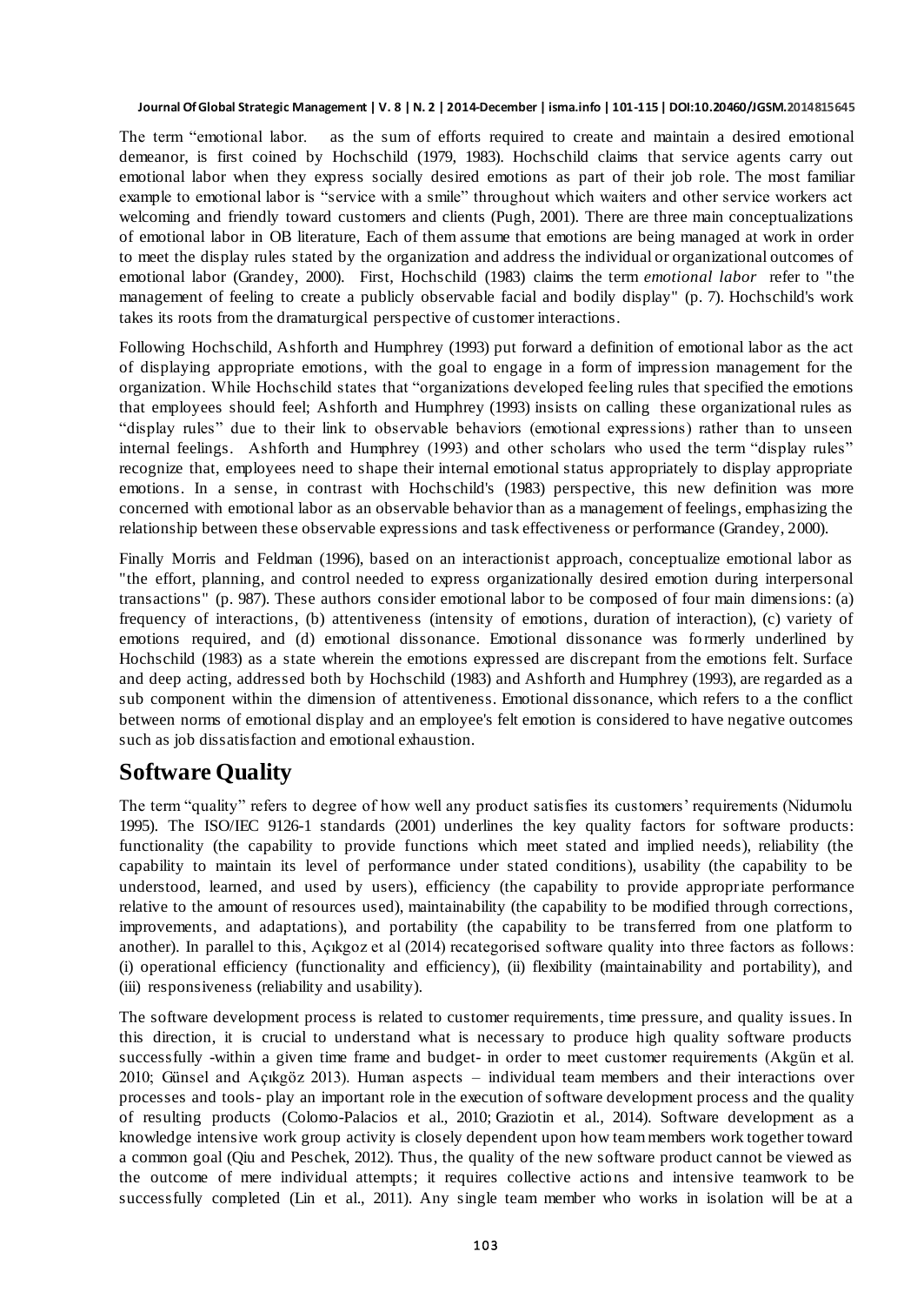The term "emotional labor. as the sum of efforts required to create and maintain a desired emotional demeanor, is first coined by Hochschild (1979, 1983). Hochschild claims that service agents carry out emotional labor when they express socially desired emotions as part of their job role. The most familiar example to emotional labor is "service with a smile" throughout which waiters and other service workers act welcoming and friendly toward customers and clients (Pugh, 2001). There are three main conceptualizations of emotional labor in OB literature, Each of them assume that emotions are being managed at work in order to meet the display rules stated by the organization and address the individual or organizational outcomes of emotional labor (Grandey, 2000). First, Hochschild (1983) claims the term *emotional labor* refer to "the management of feeling to create a publicly observable facial and bodily display" (p. 7). Hochschild's work takes its roots from the dramaturgical perspective of customer interactions.

Following Hochschild, Ashforth and Humphrey (1993) put forward a definition of emotional labor as the act of displaying appropriate emotions, with the goal to engage in a form of impression management for the organization. While Hochschild states that "organizations developed feeling rules that specified the emotions that employees should feel; Ashforth and Humphrey (1993) insists on calling these organizational rules as "display rules" due to their link to observable behaviors (emotional expressions) rather than to unseen internal feelings. Ashforth and Humphrey (1993) and other scholars who used the term "display rules" recognize that, employees need to shape their internal emotional status appropriately to display appropriate emotions. In a sense, in contrast with Hochschild's (1983) perspective, this new definition was more concerned with emotional labor as an observable behavior than as a management of feelings, emphasizing the relationship between these observable expressions and task effectiveness or performance (Grandey, 2000).

Finally Morris and Feldman (1996), based on an interactionist approach, conceptualize emotional labor as "the effort, planning, and control needed to express organizationally desired emotion during interpersonal transactions" (p. 987). These authors consider emotional labor to be composed of four main dimensions: (a) frequency of interactions, (b) attentiveness (intensity of emotions, duration of interaction), (c) variety of emotions required, and (d) emotional dissonance. Emotional dissonance was formerly underlined by Hochschild (1983) as a state wherein the emotions expressed are discrepant from the emotions felt. Surface and deep acting, addressed both by Hochschild (1983) and Ashforth and Humphrey (1993), are regarded as a sub component within the dimension of attentiveness. Emotional dissonance, which refers to a the conflict between norms of emotional display and an employee's felt emotion is considered to have negative outcomes such as job dissatisfaction and emotional exhaustion.

## Software Quality

The term "quality" refers to degree of how well any product satisfies its customers' requirements (Nidumolu 1995). The ISO/IEC 9126-1 standards (2001) underlines the key quality factors for software products: functionality (the capability to provide functions which meet stated and implied needs), reliability (the capability to maintain its level of performance under stated conditions), usability (the capability to be understood, learned, and used by users), efficiency (the capability to provide appropriate performance relative to the amount of resources used), maintainability (the capability to be modified through corrections, improvements, and adaptations), and portability (the capability to be transferred from one platform to another). In parallel to this, Açıkgoz et al (2014) recategorised software quality into three factors as follows: (i) operational efficiency (functionality and efficiency), (ii) flexibility (maintainability and portability), and (iii) responsiveness (reliability and usability).

The software development process is related to customer requirements, time pressure, and quality issues. In this direction, it is crucial to understand what is necessary to produce high quality software products successfully -within a given time frame and budget- in order to meet customer requirements (Akgün et al. 2010; Günsel and Açıkgöz 2013). Human aspects – individual team members and their interactions over processes and tools- play an important role in the execution of software development process and the quality of resulting products (Colomo-Palacios et al., 2010; Graziotin et al., 2014). Software development as a knowledge intensive work group activity is closely dependent upon how team members work together toward a common goal (Qiu and Peschek, 2012). Thus, the quality of the new software product cannot be viewed as the outcome of mere individual attempts; it requires collective actions and intensive teamwork to be successfully completed (Lin et al., 2011). Any single team member who works in isolation will be at a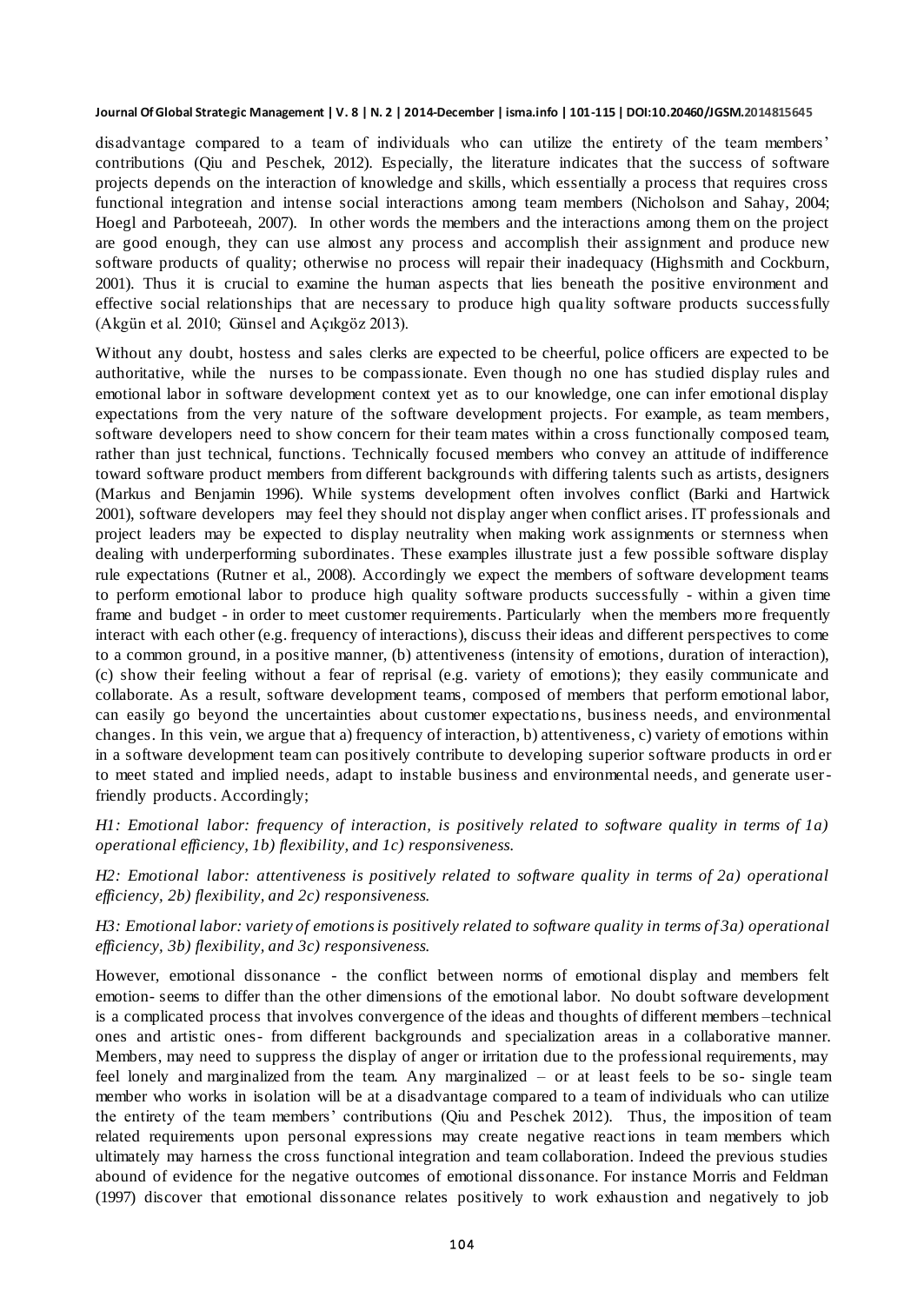disadvantage compared to a team of individuals who can utilize the entirety of the team members' contributions (Qiu and Peschek, 2012). Especially, the literature indicates that the success of software projects depends on the interaction of knowledge and skills, which essentially a process that requires cross functional integration and intense social interactions among team members (Nicholson and Sahay, 2004; Hoegl and Parboteeah, 2007). In other words the members and the interactions among them on the project are good enough, they can use almost any process and accomplish their assignment and produce new software products of quality; otherwise no process will repair their inadequacy (Highsmith and Cockburn, 2001). Thus it is crucial to examine the human aspects that lies beneath the positive environment and effective social relationships that are necessary to produce high quality software products successfully (Akgün et al. 2010; Günsel and Açıkgöz 2013).

Without any doubt, hostess and sales clerks are expected to be cheerful, police officers are expected to be authoritative, while the nurses to be compassionate. Even though no one has studied display rules and emotional labor in software development context yet as to our knowledge, one can infer emotional display expectations from the very nature of the software development projects. For example, as team members, software developers need to show concern for their team mates within a cross functionally composed team, rather than just technical, functions. Technically focused members who convey an attitude of indifference toward software product members from different backgrounds with differing talents such as artists, designers (Markus and Benjamin 1996). While systems development often involves conflict (Barki and Hartwick 2001), software developers may feel they should not display anger when conflict arises. IT professionals and project leaders may be expected to display neutrality when making work assignments or sternness when dealing with underperforming subordinates. These examples illustrate just a few possible software display rule expectations (Rutner et al., 2008). Accordingly we expect the members of software development teams to perform emotional labor to produce high quality software products successfully - within a given time frame and budget - in order to meet customer requirements. Particularly when the members more frequently interact with each other (e.g. frequency of interactions), discuss their ideas and different perspectives to come to a common ground, in a positive manner, (b) attentiveness (intensity of emotions, duration of interaction), (c) show their feeling without a fear of reprisal (e.g. variety of emotions); they easily communicate and collaborate. As a result, software development teams, composed of members that perform emotional labor, can easily go beyond the uncertainties about customer expectations, business needs, and environmental changes. In this vein, we argue that a) frequency of interaction, b) attentiveness, c) variety of emotions within in a software development team can positively contribute to developing superior software products in order to meet stated and implied needs, adapt to instable business and environmental needs, and generate user-friendly products. Accordingly;

*H1: Emotional labor: frequency of interaction, is positively related to software quality in terms of 1a) operational efficiency, 1b) flexibility, and 1c) responsiveness.*

*H2: Emotional labor: attentiveness is positively related to software quality in terms of 2a) operational efficiency, 2b) flexibility, and 2c) responsiveness.*

*H3: Emotional labor: variety of emotions is positively related to software quality in terms of 3a) operational efficiency, 3b) flexibility, and 3c) responsiveness.*

However, emotional dissonance - the conflict between norms of emotional display and members felt emotion- seems to differ than the other dimensions of the emotional labor. No doubt software development is a complicated process that involves convergence of the ideas and thoughts of different members –technical ones and artistic ones- from different backgrounds and specialization areas in a collaborative manner. Members, may need to suppress the display of anger or irritation due to the professional requirements, may feel lonely and marginalized from the team. Any marginalized – or at least feels to be so- single team member who works in isolation will be at a disadvantage compared to a team of individuals who can utilize the entirety of the team members' contributions (Qiu and Peschek 2012). Thus, the imposition of team related requirements upon personal expressions may create negative reactions in team members which ultimately may harness the cross functional integration and team collaboration. Indeed the previous studies abound of evidence for the negative outcomes of emotional dissonance. For instance Morris and Feldman (1997) discover that emotional dissonance relates positively to work exhaustion and negatively to job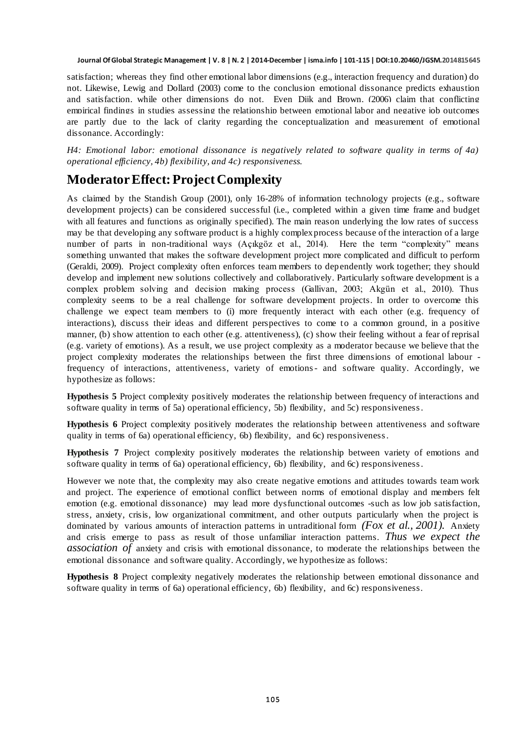satisfaction; whereas they find other emotional labor dimensions (e.g., interaction frequency and duration) do not. Likewise, Lewig and Dollard (2003) come to the conclusion emotional dissonance predicts exhaustion and satisfaction, while other dimensions do not. Even Dijk and Brown, (2006) claim that conflicting empirical findings in studies assessing the relationship between emotional labor and negative job outcomes are partly due to the lack of clarity regarding the conceptualization and measurement of emotional dissonance. Accordingly:

*H4: Emotional labor: emotional dissonance is negatively related to software quality in terms of 4a) operational efficiency, 4b) flexibility, and 4c) responsiveness.*

## Moderator Effect: Project Complexity

As claimed by the Standish Group (2001), only 16-28% of information technology projects (e.g., software development projects) can be considered successful (i.e., completed within a given time frame and budget with all features and functions as originally specified). The main reason underlying the low rates of success may be that developing any software product is a highly complex process because of the interaction of a large number of parts in non-traditional ways (Açıkgöz et al., 2014). Here the term "complexity" means something unwanted that makes the software development project more complicated and difficult to perform (Geraldi, 2009). Project complexity often enforces team members to dependently work together; they should develop and implement new solutions collectively and collaboratively. Particularly software development is a complex problem solving and decision making process (Gallivan, 2003; Akgün et al., 2010). Thus complexity seems to be a real challenge for software development projects. In order to overcome this challenge we expect team members to (i) more frequently interact with each other (e.g. frequency of interactions), discuss their ideas and different perspectives to come to a common ground, in a positive manner, (b) show attention to each other (e.g. attentiveness), (c) show their feeling without a fear of reprisal (e.g. variety of emotions). As a result, we use project complexity as a moderator because we believe that the project complexity moderates the relationships between the first three dimensions of emotional labour - frequency of interactions, attentiveness, variety of emotions - and software quality. Accordingly, we hypothesize as follows:

**Hypothesis 5** Project complexity positively moderates the relationship between frequency of interactions and software quality in terms of 5a) operational efficiency, 5b) flexibility, and 5c) responsiveness.

**Hypothesis 6** Project complexity positively moderates the relationship between attentiveness and software quality in terms of 6a) operational efficiency, 6b) flexibility, and 6c) responsiveness.

**Hypothesis 7** Project complexity positively moderates the relationship between variety of emotions and software quality in terms of 6a) operational efficiency, 6b) flexibility, and 6c) responsiveness.

However we note that, the complexity may also create negative emotions and attitudes towards team work and project. The experience of emotional conflict between norms of emotional display and members felt emotion (e.g. emotional dissonance) may lead more dysfunctional outcomes -such as low job satisfaction, stress, anxiety, crisis, low organizational commitment, and other outputs particularly when the project is dominated by various amounts of interaction patterns in untraditional form *(Fox et al., 2001).* Anxiety and crisis emerge to pass as result of those unfamiliar interaction patterns. *Thus we expect the association of* anxiety and crisis with emotional dissonance, to moderate the relationships between the emotional dissonance and software quality. Accordingly, we hypothesize as follows:

**Hypothesis 8** Project complexity negatively moderates the relationship between emotional dissonance and software quality in terms of 6a) operational efficiency, 6b) flexibility, and 6c) responsiveness.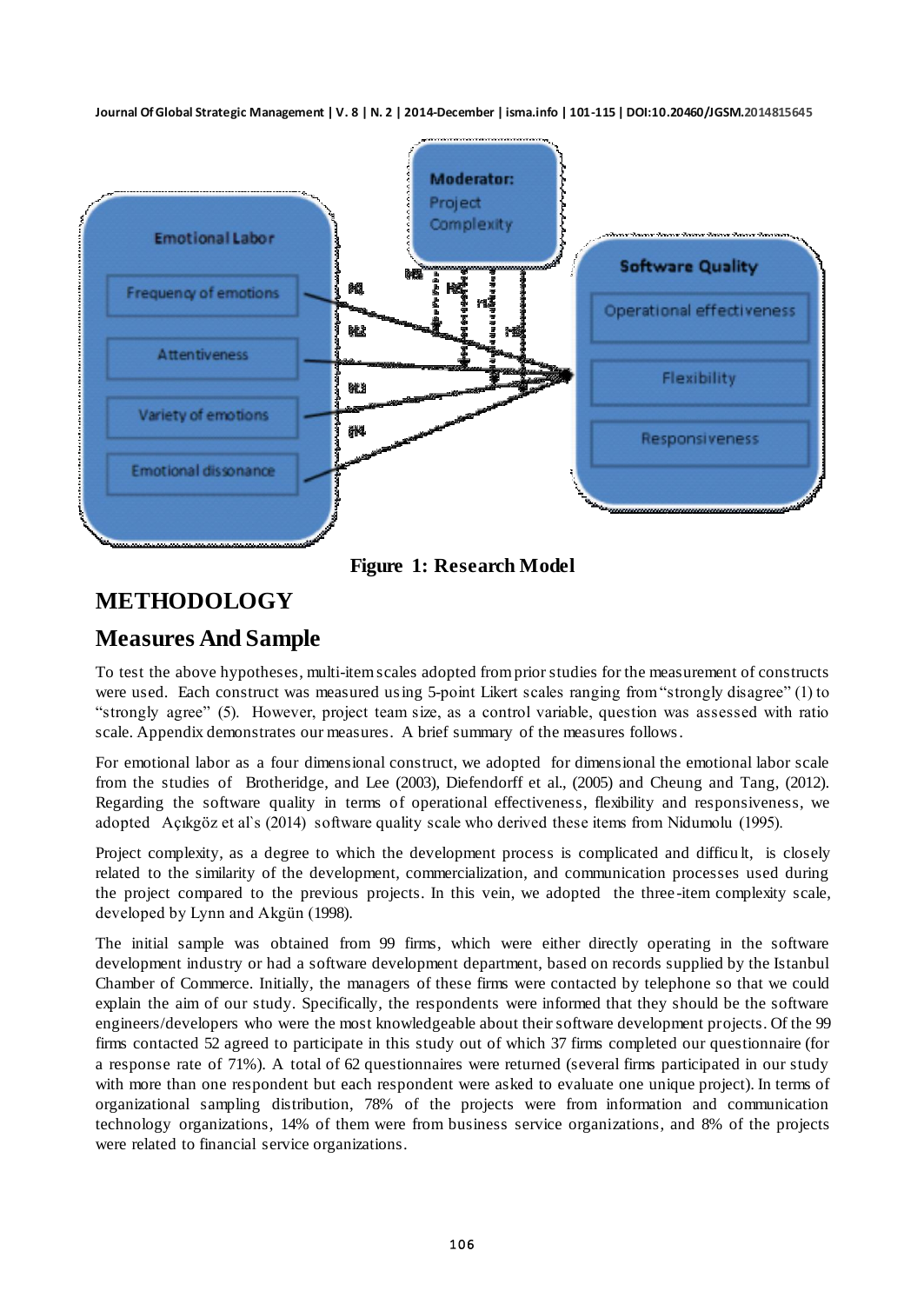Figure 1: Research Model

## METHODOLOGY

## Measures And Sample

To test the above hypotheses, multi-item scales adopted from prior studies for the measurement of constructs were used. Each construct was measured using 5-point Likert scales ranging from "strongly disagree" (1) to "strongly agree" (5). However, project team size, as a control variable, question was assessed with ratio scale. Appendix demonstrates our measures. A brief summary of the measures follows.

For emotional labor as a four dimensional construct, we adopted for dimensional the emotional labor scale from the studies of Brotheridge, and Lee (2003), Diefendorff et al., (2005) and Cheung and Tang, (2012). Regarding the software quality in terms of operational effectiveness, flexibility and responsiveness, we adopted Açıkgöz et al`s (2014) software quality scale who derived these items from Nidumolu (1995).

Project complexity, as a degree to which the development process is complicated and difficult, is closely related to the similarity of the development, commercialization, and communication processes used during the project compared to the previous projects. In this vein, we adopted the three-item complexity scale, developed by Lynn and Akgün (1998).

The initial sample was obtained from 99 firms, which were either directly operating in the software development industry or had a software development department, based on records supplied by the Istanbul Chamber of Commerce. Initially, the managers of these firms were contacted by telephone so that we could explain the aim of our study. Specifically, the respondents were informed that they should be the software engineers/developers who were the most knowledgeable about their software development projects. Of the 99 firms contacted 52 agreed to participate in this study out of which 37 firms completed our questionnaire (for a response rate of 71%). A total of 62 questionnaires were returned (several firms participated in our study with more than one respondent but each respondent were asked to evaluate one unique project). In terms of organizational sampling distribution, 78% of the projects were from information and communication technology organizations, 14% of them were from business service organizations, and 8% of the projects were related to financial service organizations.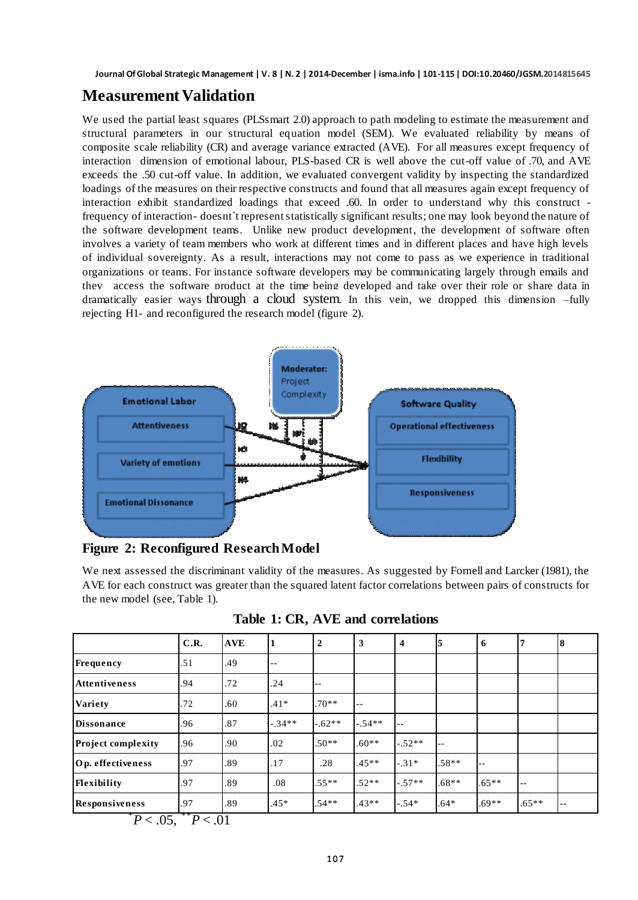## Measurement Validation

We used the partial least squares (PLSsmart 2.0) approach to path modeling to estimate the measurement and structural parameters in our structural equation model (SEM). We evaluated reliability by means of composite scale reliability (CR) and average variance extracted (AVE). For all measures except frequency of interaction dimension of emotional labour, PLS-based CR is well above the cut-off value of .70, and AVE exceeds the .50 cut-off value. In addition, we evaluated convergent validity by inspecting the standardized loadings of the measures on their respective constructs and found that all measures again except frequency of interaction exhibit standardized loadings that exceed .60. In order to understand why this construct - frequency of interaction- doesnt`t represent statistically significant results; one may look beyond the nature of the software development teams. Unlike new product development, the development of software often involves a variety of team members who work at different times and in different places and have high levels of individual sovereignty. As a result, interactions may not come to pass as we experience in traditional organizations or teams. For instance software developers may be communicating largely through emails and they access the software product at the time being developed and take over their role or share data in dramatically easier ways through a cloud system. In this vein, we dropped this dimension –fully rejecting H1- and reconfigured the research model (figure 2).

**Figure 2: Reconfigured Research Model**

We next assessed the discriminant validity of the measures. As suggested by Fornell and Larcker (1981), the AVE for each construct was greater than the squared latent factor correlations between pairs of constructs for the new model (see, Table 1).

**Table 1: CR, AVE and correlations**

| | C.R. | AVE | 1 | 2 | 3 | 4 | 5 | 6 | 7 | 8 |
|---|---|---|---|---|---|---|---|---|---|---|
| **Frequency** | .51 | .49 | -- | | | | | | | |
| **Attentiveness** | .94 | .72 | .24 | -- | | | | | | |
| **Variety** | .72 | .60 | .41* | .70** | -- | | | | | |
| **Dissonance** | .96 | .87 | -.34** | -.62** | -.54** | -- | | | | |
| **Project complexity** | .96 | .90 | .02 | .50** | .60** | -.52** | -- | | | |
| **Op. effectiveness** | .97 | .89 | .17 | .28 | .45** | -.31* | .58** | -- | | |
| **Flexibility** | .97 | .89 | .08 | .55** | .52** | -.57** | .68** | .65** | -- | |
| **Responsiveness** | .97 | .89 | .45* | .54** | .43** | -.54* | .64* | .69** | .65** | -- |

$^{*}P < .05$, $^{**}P < .01$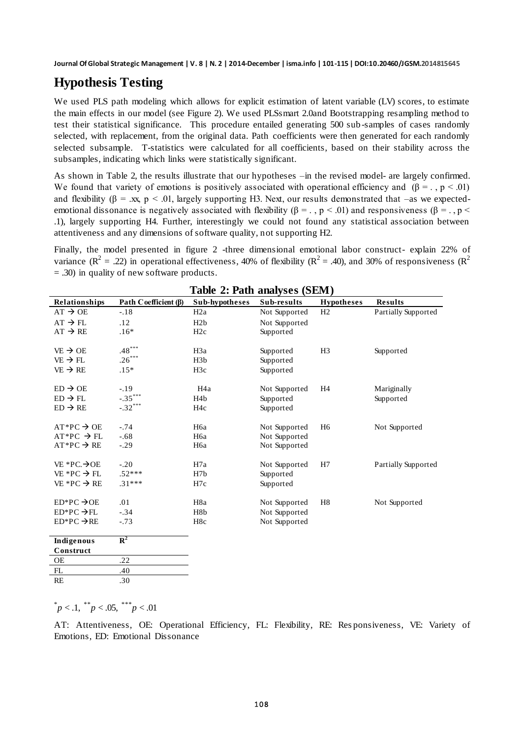# Hypothesis Testing

We used PLS path modeling which allows for explicit estimation of latent variable (LV) scores, to estimate the main effects in our model (see Figure 2). We used PLSsmart 2.0and Bootstrapping resampling method to test their statistical significance. This procedure entailed generating 500 sub-samples of cases randomly selected, with replacement, from the original data. Path coefficients were then generated for each randomly selected subsample. T-statistics were calculated for all coefficients, based on their stability across the subsamples, indicating which links were statistically significant.

As shown in Table 2, the results illustrate that our hypotheses –in the revised model- are largely confirmed. We found that variety of emotions is positively associated with operational efficiency and ($\beta = .$ , $p < .01$) and flexibility ($\beta = .xx$, $p < .01$, largely supporting H3. Next, our results demonstrated that –as we expected- emotional dissonance is negatively associated with flexibility ($\beta = .$ , $p < .01$) and responsiveness ($\beta = .$ , $p < .1$), largely supporting H4. Further, interestingly we could not found any statistical association between attentiveness and any dimensions of software quality, not supporting H2.

Finally, the model presented in figure 2 -three dimensional emotional labor construct- explain 22% of variance ($R^2 = .22$) in operational effectiveness, 40% of flexibility ($R^2 = .40$), and 30% of responsiveness ($R^2 = .30$) in quality of new software products.

**Table 2: Path analyses (SEM)**

| Relationships | Path Coefficient (β) | Sub-hypotheses | Sub-results | Hypotheses | Results |
|---|---|---|---|---|---|
| AT → OE | -.18 | H2a | Not Supported | H2 | Partially Supported |
| AT → FL | .12 | H2b | Not Supported | | |
| AT → RE | .16* | H2c | Supported | | |
| VE → OE | .48*** | H3a | Supported | H3 | Supported |
| VE → FL | .26*** | H3b | Supported | | |
| VE → RE | .15* | H3c | Supported | | |
| ED → OE | -.19 | H4a | Not Supported | H4 | Mariginally Supported |
| ED → FL | -.35*** | H4b | Supported | | |
| ED → RE | -.32*** | H4c | Supported | | |
| AT*PC → OE | -.74 | H6a | Not Supported | H6 | Not Supported |
| AT*PC → FL | -.68 | H6a | Not Supported | | |
| AT*PC → RE | -.29 | H6a | Not Supported | | |
| VE *PC.→OE | -.20 | H7a | Not Supported | H7 | Partially Supported |
| VE *PC → FL | .52*** | H7b | Supported | | |
| VE *PC → RE | .31*** | H7c | Supported | | |
| ED*PC →OE | .01 | H8a | Not Supported | H8 | Not Supported |
| ED*PC →FL | -.34 | H8b | Not Supported | | |
| ED*PC →RE | -.73 | H8c | Not Supported | | |

| Indigenous Construct | $R^2$ |
|---|---|
| OE | .22 |
| FL | .40 |
| RE | .30 |

$^{*}p < .1$, $^{**}p < .05$, $^{***}p < .01$

AT: Attentiveness, OE: Operational Efficiency, FL: Flexibility, RE: Responsiveness, VE: Variety of Emotions, ED: Emotional Dissonance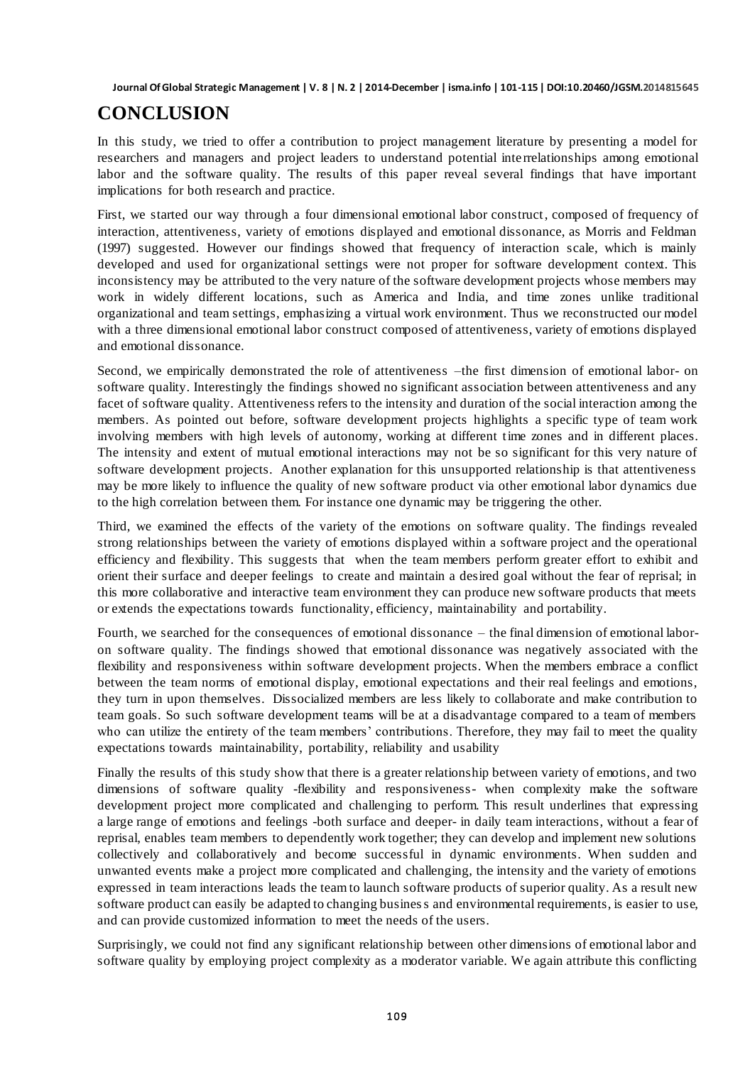# CONCLUSION

In this study, we tried to offer a contribution to project management literature by presenting a model for researchers and managers and project leaders to understand potential interrelationships among emotional labor and the software quality. The results of this paper reveal several findings that have important implications for both research and practice.

First, we started our way through a four dimensional emotional labor construct, composed of frequency of interaction, attentiveness, variety of emotions displayed and emotional dissonance, as Morris and Feldman (1997) suggested. However our findings showed that frequency of interaction scale, which is mainly developed and used for organizational settings were not proper for software development context. This inconsistency may be attributed to the very nature of the software development projects whose members may work in widely different locations, such as America and India, and time zones unlike traditional organizational and team settings, emphasizing a virtual work environment. Thus we reconstructed our model with a three dimensional emotional labor construct composed of attentiveness, variety of emotions displayed and emotional dissonance.

Second, we empirically demonstrated the role of attentiveness –the first dimension of emotional labor- on software quality. Interestingly the findings showed no significant association between attentiveness and any facet of software quality. Attentiveness refers to the intensity and duration of the social interaction among the members. As pointed out before, software development projects highlights a specific type of team work involving members with high levels of autonomy, working at different time zones and in different places. The intensity and extent of mutual emotional interactions may not be so significant for this very nature of software development projects. Another explanation for this unsupported relationship is that attentiveness may be more likely to influence the quality of new software product via other emotional labor dynamics due to the high correlation between them. For instance one dynamic may be triggering the other.

Third, we examined the effects of the variety of the emotions on software quality. The findings revealed strong relationships between the variety of emotions displayed within a software project and the operational efficiency and flexibility. This suggests that when the team members perform greater effort to exhibit and orient their surface and deeper feelings to create and maintain a desired goal without the fear of reprisal; in this more collaborative and interactive team environment they can produce new software products that meets or extends the expectations towards functionality, efficiency, maintainability and portability.

Fourth, we searched for the consequences of emotional dissonance – the final dimension of emotional labor- on software quality. The findings showed that emotional dissonance was negatively associated with the flexibility and responsiveness within software development projects. When the members embrace a conflict between the team norms of emotional display, emotional expectations and their real feelings and emotions, they turn in upon themselves. Dissocialized members are less likely to collaborate and make contribution to team goals. So such software development teams will be at a disadvantage compared to a team of members who can utilize the entirety of the team members' contributions. Therefore, they may fail to meet the quality expectations towards maintainability, portability, reliability and usability

Finally the results of this study show that there is a greater relationship between variety of emotions, and two dimensions of software quality -flexibility and responsiveness- when complexity make the software development project more complicated and challenging to perform. This result underlines that expressing a large range of emotions and feelings -both surface and deeper- in daily team interactions, without a fear of reprisal, enables team members to dependently work together; they can develop and implement new solutions collectively and collaboratively and become successful in dynamic environments. When sudden and unwanted events make a project more complicated and challenging, the intensity and the variety of emotions expressed in team interactions leads the team to launch software products of superior quality. As a result new software product can easily be adapted to changing business and environmental requirements, is easier to use, and can provide customized information to meet the needs of the users.

Surprisingly, we could not find any significant relationship between other dimensions of emotional labor and software quality by employing project complexity as a moderator variable. We again attribute this conflicting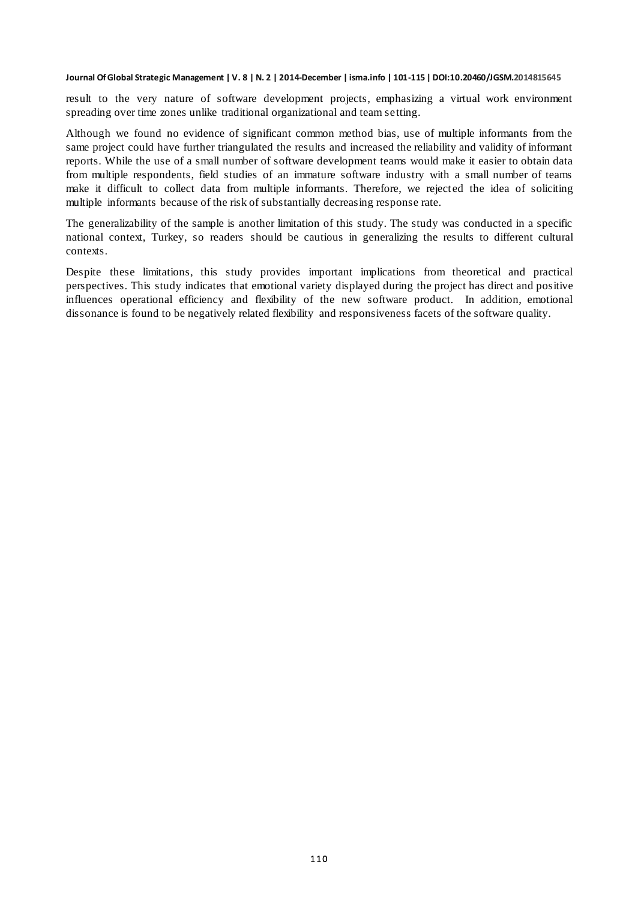result to the very nature of software development projects, emphasizing a virtual work environment spreading over time zones unlike traditional organizational and team setting.

Although we found no evidence of significant common method bias, use of multiple informants from the same project could have further triangulated the results and increased the reliability and validity of informant reports. While the use of a small number of software development teams would make it easier to obtain data from multiple respondents, field studies of an immature software industry with a small number of teams make it difficult to collect data from multiple informants. Therefore, we rejected the idea of soliciting multiple informants because of the risk of substantially decreasing response rate.

The generalizability of the sample is another limitation of this study. The study was conducted in a specific national context, Turkey, so readers should be cautious in generalizing the results to different cultural contexts.

Despite these limitations, this study provides important implications from theoretical and practical perspectives. This study indicates that emotional variety displayed during the project has direct and positive influences operational efficiency and flexibility of the new software product. In addition, emotional dissonance is found to be negatively related flexibility and responsiveness facets of the software quality.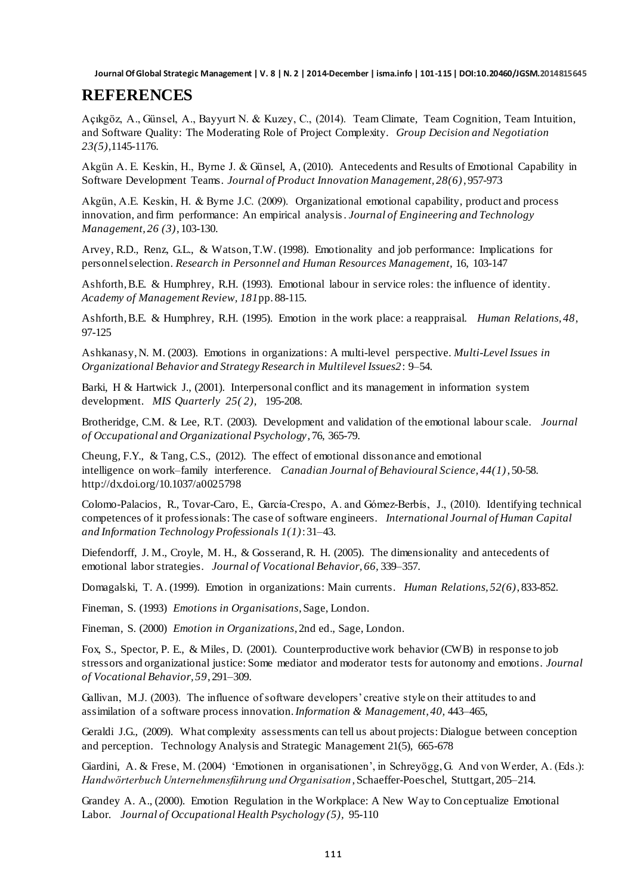## REFERENCES

Açıkgöz, A., Günsel, A., Bayyurt N. & Kuzey, C., (2014). Team Climate, Team Cognition, Team Intuition, and Software Quality: The Moderating Role of Project Complexity. *Group Decision and Negotiation 23(5)*,1145-1176.

Akgün A. E. Keskin, H., Byrne J. & Günsel, A, (2010). Antecedents and Results of Emotional Capability in Software Development Teams. *Journal of Product Innovation Management, 28(6)*, 957-973

Akgün, A.E. Keskin, H. & Byrne J.C. (2009). Organizational emotional capability, product and process innovation, and firm performance: An empirical analysis. *Journal of Engineering and Technology Management, 26 (3)*, 103-130.

Arvey, R.D., Renz, G.L., & Watson, T.W. (1998). Emotionality and job performance: Implications for personnel selection. *Research in Personnel and Human Resources Management*, 16, 103-147

Ashforth, B.E. & Humphrey, R.H. (1993). Emotional labour in service roles: the influence of identity. *Academy of Management Review, 181* pp. 88-115.

Ashforth, B.E. & Humphrey, R.H. (1995). Emotion in the work place: a reappraisal. *Human Relations, 48*, 97-125

Ashkanasy, N. M. (2003). Emotions in organizations: A multi-level perspective. *Multi-Level Issues in Organizational Behavior and Strategy Research in Multilevel Issues2*: 9–54.

Barki, H & Hartwick J., (2001). Interpersonal conflict and its management in information system development. *MIS Quarterly 25( 2)*, 195-208.

Brotheridge, C.M. & Lee, R.T. (2003). Development and validation of the emotional labour scale. *Journal of Occupational and Organizational Psychology*, 76, 365-79.

Cheung, F.Y., & Tang, C.S., (2012). The effect of emotional dissonance and emotional intelligence on work–family interference. *Canadian Journal of Behavioural Science, 44(1)*, 50-58. http://dx.doi.org/10.1037/a0025798

Colomo-Palacios, R., Tovar-Caro, E., García-Crespo, A. and Gómez-Berbís, J., (2010). Identifying technical competences of it professionals: The case of software engineers. *International Journal of Human Capital and Information Technology Professionals 1(1)*: 31–43.

Diefendorff, J. M., Croyle, M. H., & Gosserand, R. H. (2005). The dimensionality and antecedents of emotional labor strategies. *Journal of Vocational Behavior, 66*, 339–357.

Domagalski, T. A. (1999). Emotion in organizations: Main currents. *Human Relations, 52(6)*, 833-852.

Fineman, S. (1993) *Emotions in Organisations*, Sage, London.

Fineman, S. (2000) *Emotion in Organizations*, 2nd ed., Sage, London.

Fox, S., Spector, P. E., & Miles, D. (2001). Counterproductive work behavior (CWB) in response to job stressors and organizational justice: Some mediator and moderator tests for autonomy and emotions. *Journal of Vocational Behavior, 59*, 291–309.

Gallivan, M.J. (2003). The influence of software developers' creative style on their attitudes to and assimilation of a software process innovation. *Information & Management, 40*, 443–465,

Geraldi J.G., (2009). What complexity assessments can tell us about projects: Dialogue between conception and perception. Technology Analysis and Strategic Management 21(5), 665-678

Giardini, A. & Frese, M. (2004) 'Emotionen in organisationen', in Schreyögg, G. And von Werder, A. (Eds.): *Handwörterbuch Unternehmensführung und Organisation*, Schaeffer-Poeschel, Stuttgart, 205–214.

Grandey A. A., (2000). Emotion Regulation in the Workplace: A New Way to Conceptualize Emotional Labor. *Journal of Occupational Health Psychology (5)*, 95-110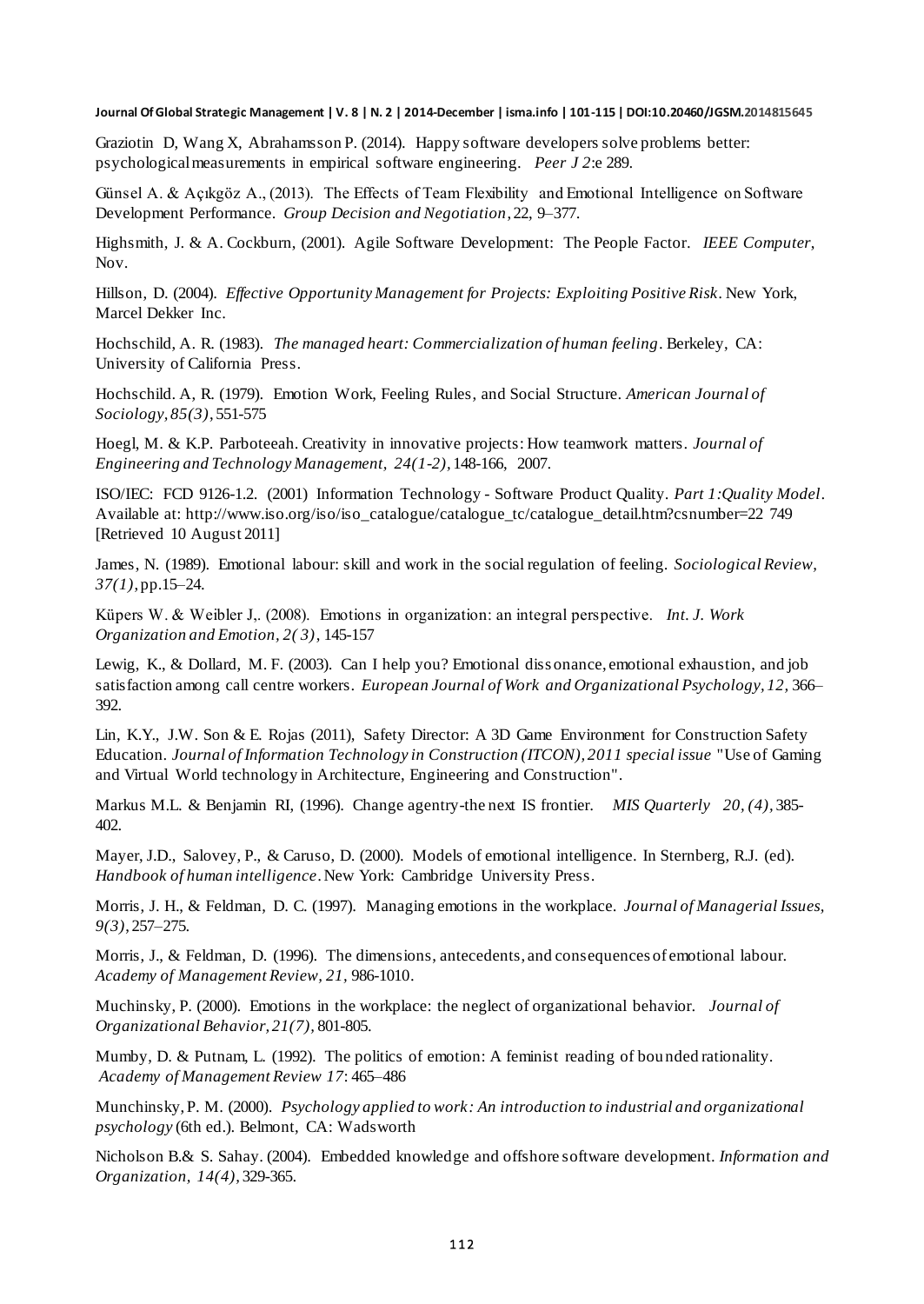Graziotin D, Wang X, Abrahamsson P. (2014). Happy software developers solve problems better: psychological measurements in empirical software engineering. *Peer J 2*:e 289.

Günsel A. & Açıkgöz A., (2013). The Effects of Team Flexibility and Emotional Intelligence on Software Development Performance. *Group Decision and Negotiation*, 22, 9–377.

Highsmith, J. & A. Cockburn, (2001). Agile Software Development: The People Factor. *IEEE Computer*, Nov.

Hillson, D. (2004). *Effective Opportunity Management for Projects: Exploiting Positive Risk*. New York, Marcel Dekker Inc.

Hochschild, A. R. (1983). *The managed heart: Commercialization of human feeling*. Berkeley, CA: University of California Press.

Hochschild. A, R. (1979). Emotion Work, Feeling Rules, and Social Structure. *American Journal of Sociology, 85(3)*, 551-575

Hoegl, M. & K.P. Parboteeah. Creativity in innovative projects: How teamwork matters. *Journal of Engineering and Technology Management, 24(1-2)*, 148-166, 2007.

ISO/IEC: FCD 9126-1.2. (2001) Information Technology - Software Product Quality. *Part 1:Quality Model*. Available at: http://www.iso.org/iso/iso_catalogue/catalogue_tc/catalogue_detail.htm?csnumber=22 749 [Retrieved 10 August 2011]

James, N. (1989). Emotional labour: skill and work in the social regulation of feeling. *Sociological Review, 37(1)*, pp.15–24.

Küpers W. & Weibler J,. (2008). Emotions in organization: an integral perspective. *Int. J. Work Organization and Emotion, 2( 3)*, 145-157

Lewig, K., & Dollard, M. F. (2003). Can I help you? Emotional dissonance, emotional exhaustion, and job satisfaction among call centre workers. *European Journal of Work and Organizational Psychology, 12*, 366–392.

Lin, K.Y., J.W. Son & E. Rojas (2011), Safety Director: A 3D Game Environment for Construction Safety Education. *Journal of Information Technology in Construction (ITCON), 2011 special issue* "Use of Gaming and Virtual World technology in Architecture, Engineering and Construction".

Markus M.L. & Benjamin RI, (1996). Change agentry-the next IS frontier. *MIS Quarterly 20, (4)*, 385-402.

Mayer, J.D., Salovey, P., & Caruso, D. (2000). Models of emotional intelligence. In Sternberg, R.J. (ed). *Handbook of human intelligence*. New York: Cambridge University Press.

Morris, J. H., & Feldman, D. C. (1997). Managing emotions in the workplace. *Journal of Managerial Issues, 9(3)*, 257–275.

Morris, J., & Feldman, D. (1996). The dimensions, antecedents, and consequences of emotional labour. *Academy of Management Review, 21*, 986-1010.

Muchinsky, P. (2000). Emotions in the workplace: the neglect of organizational behavior. *Journal of Organizational Behavior, 21(7)*, 801-805.

Mumby, D. & Putnam, L. (1992). The politics of emotion: A feminist reading of bounded rationality. *Academy of Management Review 17*: 465–486

Munchinsky, P. M. (2000). *Psychology applied to work: An introduction to industrial and organizational psychology* (6th ed.). Belmont, CA: Wadsworth

Nicholson B.& S. Sahay. (2004). Embedded knowledge and offshore software development. *Information and Organization, 14(4)*, 329-365.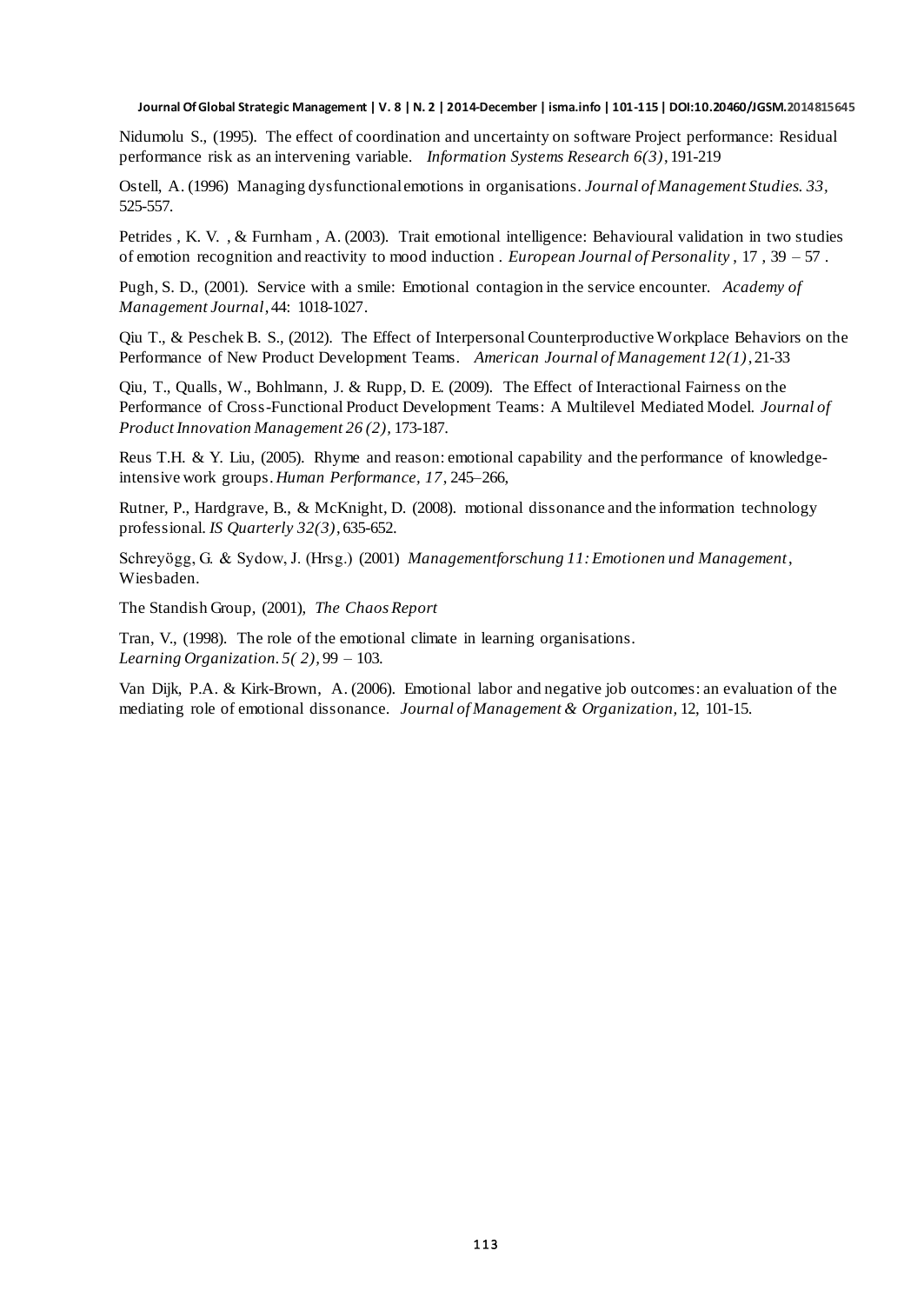Nidumolu S., (1995). The effect of coordination and uncertainty on software Project performance: Residual performance risk as an intervening variable. *Information Systems Research 6(3)*, 191-219

Ostell, A. (1996) Managing dysfunctional emotions in organisations. *Journal of Management Studies. 33*, 525-557.

Petrides , K. V. , & Furnham , A. (2003). Trait emotional intelligence: Behavioural validation in two studies of emotion recognition and reactivity to mood induction . *European Journal of Personality* , 17 , 39 – 57 .

Pugh, S. D., (2001). Service with a smile: Emotional contagion in the service encounter. *Academy of Management Journal*, 44: 1018-1027.

Qiu T., & Peschek B. S., (2012). The Effect of Interpersonal Counterproductive Workplace Behaviors on the Performance of New Product Development Teams. *American Journal of Management 12(1)*, 21-33

Qiu, T., Qualls, W., Bohlmann, J. & Rupp, D. E. (2009). The Effect of Interactional Fairness on the Performance of Cross-Functional Product Development Teams: A Multilevel Mediated Model. *Journal of Product Innovation Management 26 (2)*, 173-187.

Reus T.H. & Y. Liu, (2005). Rhyme and reason: emotional capability and the performance of knowledge-intensive work groups. *Human Performance, 17*, 245–266,

Rutner, P., Hardgrave, B., & McKnight, D. (2008). motional dissonance and the information technology professional. *IS Quarterly 32(3)*, 635-652.

Schreyögg, G. & Sydow, J. (Hrsg.) (2001) *Managementforschung 11: Emotionen und Management*, Wiesbaden.

The Standish Group, (2001), *The Chaos Report*

Tran, V., (1998). The role of the emotional climate in learning organisations. *Learning Organization. 5( 2)*, 99 – 103.

Van Dijk, P.A. & Kirk-Brown, A. (2006). Emotional labor and negative job outcomes: an evaluation of the mediating role of emotional dissonance. *Journal of Management & Organization,* 12, 101-15.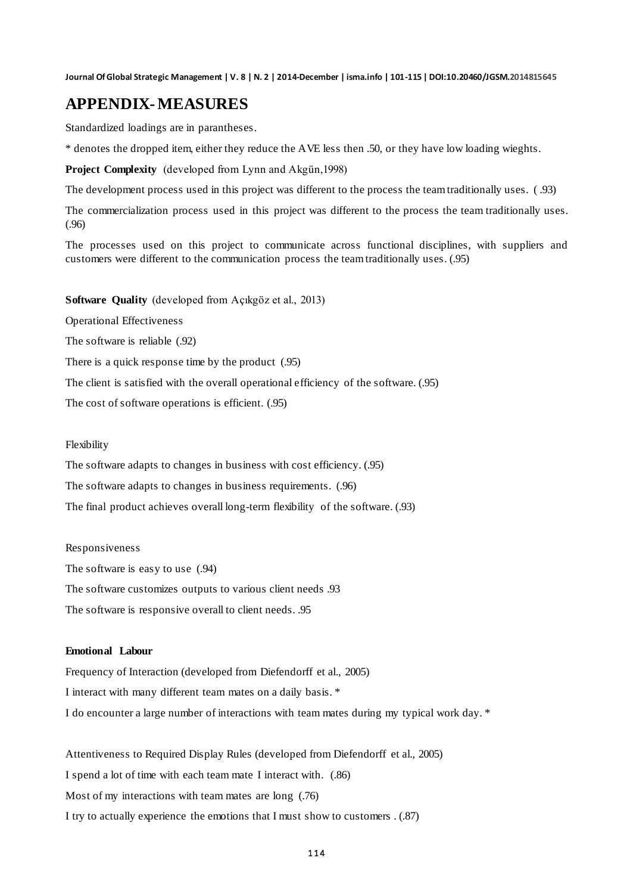## APPENDIX- MEASURES

Standardized loadings are in parantheses.

* denotes the dropped item, either they reduce the AVE less then .50, or they have low loading wieghts.

**Project Complexity** (developed from Lynn and Akgün,1998)

The development process used in this project was different to the process the team traditionally uses. ( .93)

The commercialization process used in this project was different to the process the team traditionally uses. (.96)

The processes used on this project to communicate across functional disciplines, with suppliers and customers were different to the communication process the team traditionally uses. (.95)

**Software Quality** (developed from Açıkgöz et al., 2013)

Operational Effectiveness

The software is reliable (.92)

There is a quick response time by the product (.95)

The client is satisfied with the overall operational efficiency of the software. (.95)

The cost of software operations is efficient. (.95)

Flexibility

The software adapts to changes in business with cost efficiency. (.95)

The software adapts to changes in business requirements. (.96)

The final product achieves overall long-term flexibility of the software. (.93)

Responsiveness

The software is easy to use (.94)

The software customizes outputs to various client needs .93

The software is responsive overall to client needs. .95

**Emotional Labour**

Frequency of Interaction (developed from Diefendorff et al., 2005)

I interact with many different team mates on a daily basis. *

I do encounter a large number of interactions with team mates during my typical work day. *

Attentiveness to Required Display Rules (developed from Diefendorff et al., 2005)

I spend a lot of time with each team mate I interact with. (.86)

Most of my interactions with team mates are long (.76)

I try to actually experience the emotions that I must show to customers . (.87)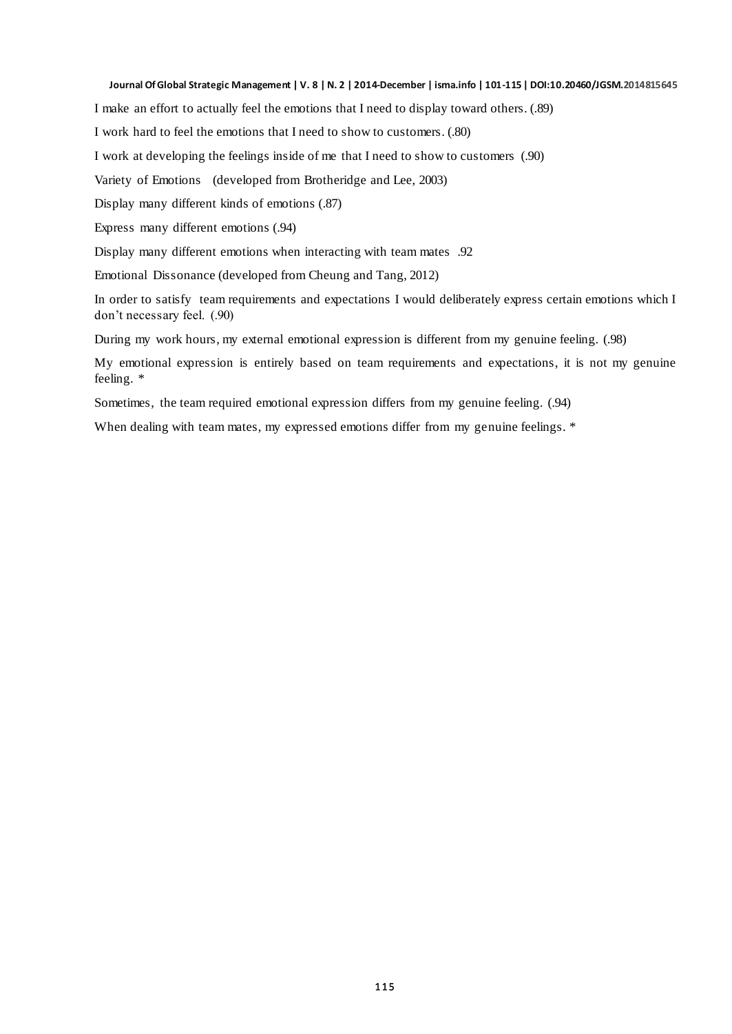I make an effort to actually feel the emotions that I need to display toward others. (.89)

I work hard to feel the emotions that I need to show to customers. (.80)

I work at developing the feelings inside of me that I need to show to customers (.90)

Variety of Emotions (developed from Brotheridge and Lee, 2003)

Display many different kinds of emotions (.87)

Express many different emotions (.94)

Display many different emotions when interacting with team mates .92

Emotional Dissonance (developed from Cheung and Tang, 2012)

In order to satisfy team requirements and expectations I would deliberately express certain emotions which I don't necessary feel. (.90)

During my work hours, my external emotional expression is different from my genuine feeling. (.98)

My emotional expression is entirely based on team requirements and expectations, it is not my genuine feeling. *

Sometimes, the team required emotional expression differs from my genuine feeling. (.94)

When dealing with team mates, my expressed emotions differ from my genuine feelings. *